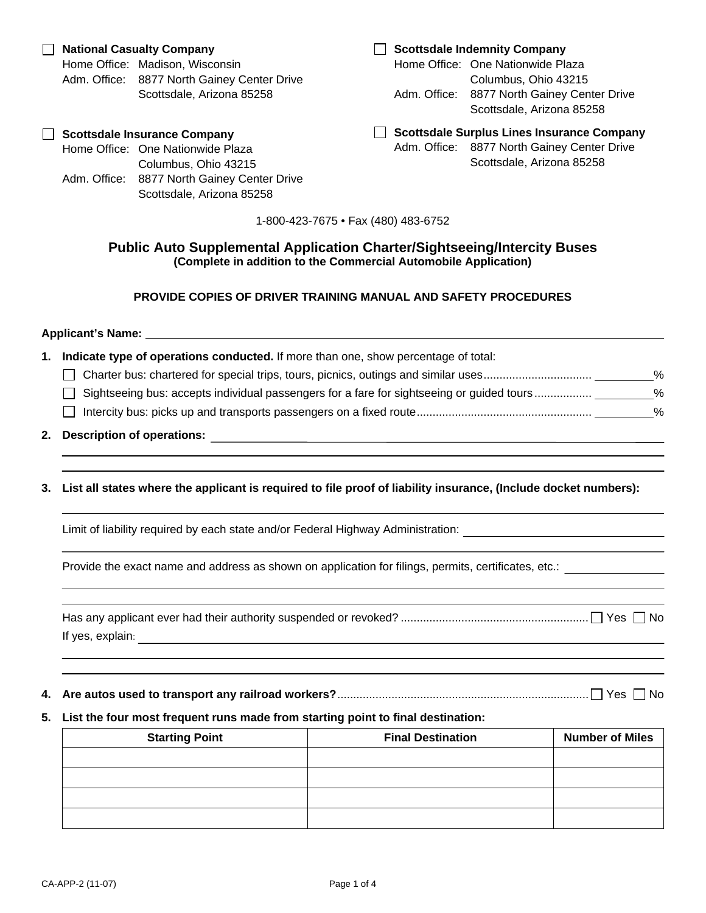☐ **National Casualty Company**
Home Office: Madison, Wisconsin
Adm. Office: 8877 North Gainey Center Drive
Scottsdale, Arizona 85258

☐ **Scottsdale Insurance Company**
Home Office: One Nationwide Plaza
Columbus, Ohio 43215
Adm. Office: 8877 North Gainey Center Drive
Scottsdale, Arizona 85258

☐ **Scottsdale Indemnity Company**
Home Office: One Nationwide Plaza
Columbus, Ohio 43215
Adm. Office: 8877 North Gainey Center Drive
Scottsdale, Arizona 85258

☐ **Scottsdale Surplus Lines Insurance Company**
Adm. Office: 8877 North Gainey Center Drive
Scottsdale, Arizona 85258

1-800-423-7675 • Fax (480) 483-6752

# Public Auto Supplemental Application Charter/Sightseeing/Intercity Buses

**(Complete in addition to the Commercial Automobile Application)**

**PROVIDE COPIES OF DRIVER TRAINING MANUAL AND SAFETY PROCEDURES**

**Applicant's Name:** ________________________________________

1. **Indicate type of operations conducted.** If more than one, show percentage of total:
   - ☐ Charter bus: chartered for special trips, tours, picnics, outings and similar uses.................................. ________%
   - ☐ Sightseeing bus: accepts individual passengers for a fare for sightseeing or guided tours.................. ________%
   - ☐ Intercity bus: picks up and transports passengers on a fixed route....................................................... ________%

2. **Description of operations:** ________________________________________

3. **List all states where the applicant is required to file proof of liability insurance, (Include docket numbers):**

   ________________________________________

   Limit of liability required by each state and/or Federal Highway Administration: ____________________

   Provide the exact name and address as shown on application for filings, permits, certificates, etc.: ____________________

   Has any applicant ever had their authority suspended or revoked? .......................................................... ☐ Yes ☐ No

   If yes, explain: ________________________________________

4. **Are autos used to transport any railroad workers?**.............................................................................. ☐ Yes ☐ No

5. **List the four most frequent runs made from starting point to final destination:**

| Starting Point | Final Destination | Number of Miles |
|---|---|---|
| | | |
| | | |
| | | |
| | | |

CA-APP-2 (11-07)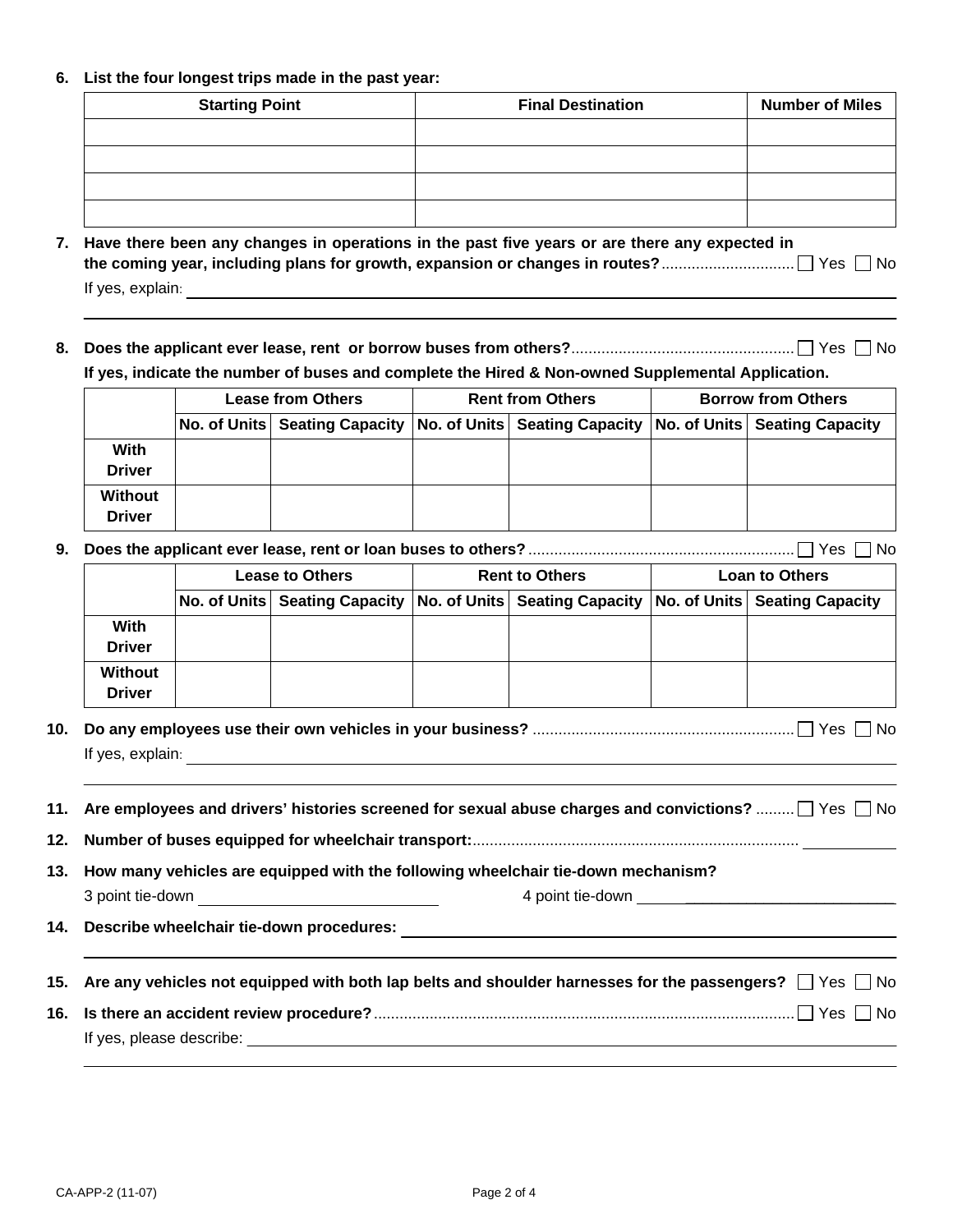**6. List the four longest trips made in the past year:**

| Starting Point | Final Destination | Number of Miles |
|---|---|---|
| | | |
| | | |
| | | |
| | | |

**7. Have there been any changes in operations in the past five years or are there any expected in the coming year, including plans for growth, expansion or changes in routes?** .............................. ☐ Yes ☐ No

If yes, explain: ______________________________________________

**8. Does the applicant ever lease, rent or borrow buses from others?** .................................................... ☐ Yes ☐ No

**If yes, indicate the number of buses and complete the Hired & Non-owned Supplemental Application.**

| | Lease from Others | | Rent from Others | | Borrow from Others | |
|---|---|---|---|---|---|---|
| | No. of Units | Seating Capacity | No. of Units | Seating Capacity | No. of Units | Seating Capacity |
| With Driver | | | | | | |
| Without Driver | | | | | | |

**9. Does the applicant ever lease, rent or loan buses to others?** .............................................................. ☐ Yes ☐ No

| | Lease to Others | | Rent to Others | | Loan to Others | |
|---|---|---|---|---|---|---|
| | No. of Units | Seating Capacity | No. of Units | Seating Capacity | No. of Units | Seating Capacity |
| With Driver | | | | | | |
| Without Driver | | | | | | |

**10. Do any employees use their own vehicles in your business?** ............................................................ ☐ Yes ☐ No

If yes, explain: ______________________________________________

**11. Are employees and drivers' histories screened for sexual abuse charges and convictions?** ......... ☐ Yes ☐ No

**12. Number of buses equipped for wheelchair transport:**........................................................................... ___________

**13. How many vehicles are equipped with the following wheelchair tie-down mechanism?**

3 point tie-down ____________________ 4 point tie-down ____________________

**14. Describe wheelchair tie-down procedures:** ______________________________________________

**15. Are any vehicles not equipped with both lap belts and shoulder harnesses for the passengers?** ☐ Yes ☐ No

**16. Is there an accident review procedure?**.................................................................................................. ☐ Yes ☐ No

If yes, please describe: ______________________________________________

CA-APP-2 (11-07)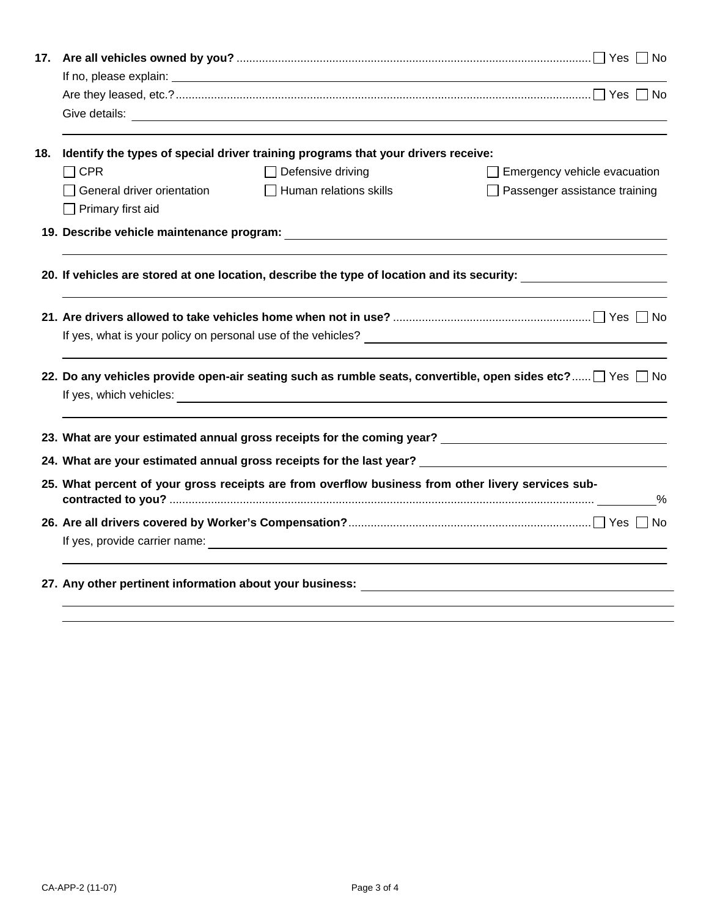**17. Are all vehicles owned by you?** .............................................................................................................. ☐ Yes ☐ No

If no, please explain: \_\_\_\_\_\_\_\_\_\_\_\_\_\_\_\_\_\_\_\_\_\_\_\_\_\_\_\_\_\_\_\_\_\_\_\_\_\_\_\_\_\_\_\_\_\_\_\_

Are they leased, etc.? ................................................................................................................................ ☐ Yes ☐ No

Give details: \_\_\_\_\_\_\_\_\_\_\_\_\_\_\_\_\_\_\_\_\_\_\_\_\_\_\_\_\_\_\_\_\_\_\_\_\_\_\_\_\_\_\_\_\_\_\_\_

**18. Identify the types of special driver training programs that your drivers receive:**

- ☐ CPR
- ☐ Defensive driving
- ☐ Emergency vehicle evacuation
- ☐ General driver orientation
- ☐ Human relations skills
- ☐ Passenger assistance training
- ☐ Primary first aid

**19. Describe vehicle maintenance program:** \_\_\_\_\_\_\_\_\_\_\_\_\_\_\_\_\_\_\_\_\_\_\_\_\_\_\_\_\_\_\_\_\_\_\_\_\_\_\_\_\_\_\_\_\_\_\_\_

**20. If vehicles are stored at one location, describe the type of location and its security:** \_\_\_\_\_\_\_\_\_\_\_\_\_\_\_\_\_\_\_\_\_\_\_\_\_\_\_\_

**21. Are drivers allowed to take vehicles home when not in use?** ............................................................. ☐ Yes ☐ No

If yes, what is your policy on personal use of the vehicles? \_\_\_\_\_\_\_\_\_\_\_\_\_\_\_\_\_\_\_\_\_\_\_\_\_\_\_\_\_\_\_\_\_\_\_\_\_\_\_\_\_\_\_\_\_\_\_\_

**22. Do any vehicles provide open-air seating such as rumble seats, convertible, open sides etc?** ...... ☐ Yes ☐ No

If yes, which vehicles: \_\_\_\_\_\_\_\_\_\_\_\_\_\_\_\_\_\_\_\_\_\_\_\_\_\_\_\_\_\_\_\_\_\_\_\_\_\_\_\_\_\_\_\_\_\_\_\_

**23. What are your estimated annual gross receipts for the coming year?** \_\_\_\_\_\_\_\_\_\_\_\_\_\_\_\_\_\_\_\_\_\_\_\_\_\_\_\_

**24. What are your estimated annual gross receipts for the last year?** \_\_\_\_\_\_\_\_\_\_\_\_\_\_\_\_\_\_\_\_\_\_\_\_\_\_\_\_

**25. What percent of your gross receipts are from overflow business from other livery services sub-contracted to you?** .................................................................................................................................... \_\_\_\_\_\_\_\_%

**26. Are all drivers covered by Worker's Compensation?** ........................................................................... ☐ Yes ☐ No

If yes, provide carrier name: \_\_\_\_\_\_\_\_\_\_\_\_\_\_\_\_\_\_\_\_\_\_\_\_\_\_\_\_\_\_\_\_\_\_\_\_\_\_\_\_\_\_\_\_\_\_\_\_

**27. Any other pertinent information about your business:** \_\_\_\_\_\_\_\_\_\_\_\_\_\_\_\_\_\_\_\_\_\_\_\_\_\_\_\_\_\_\_\_\_\_\_\_\_\_\_\_\_\_\_\_\_\_\_\_

CA-APP-2 (11-07)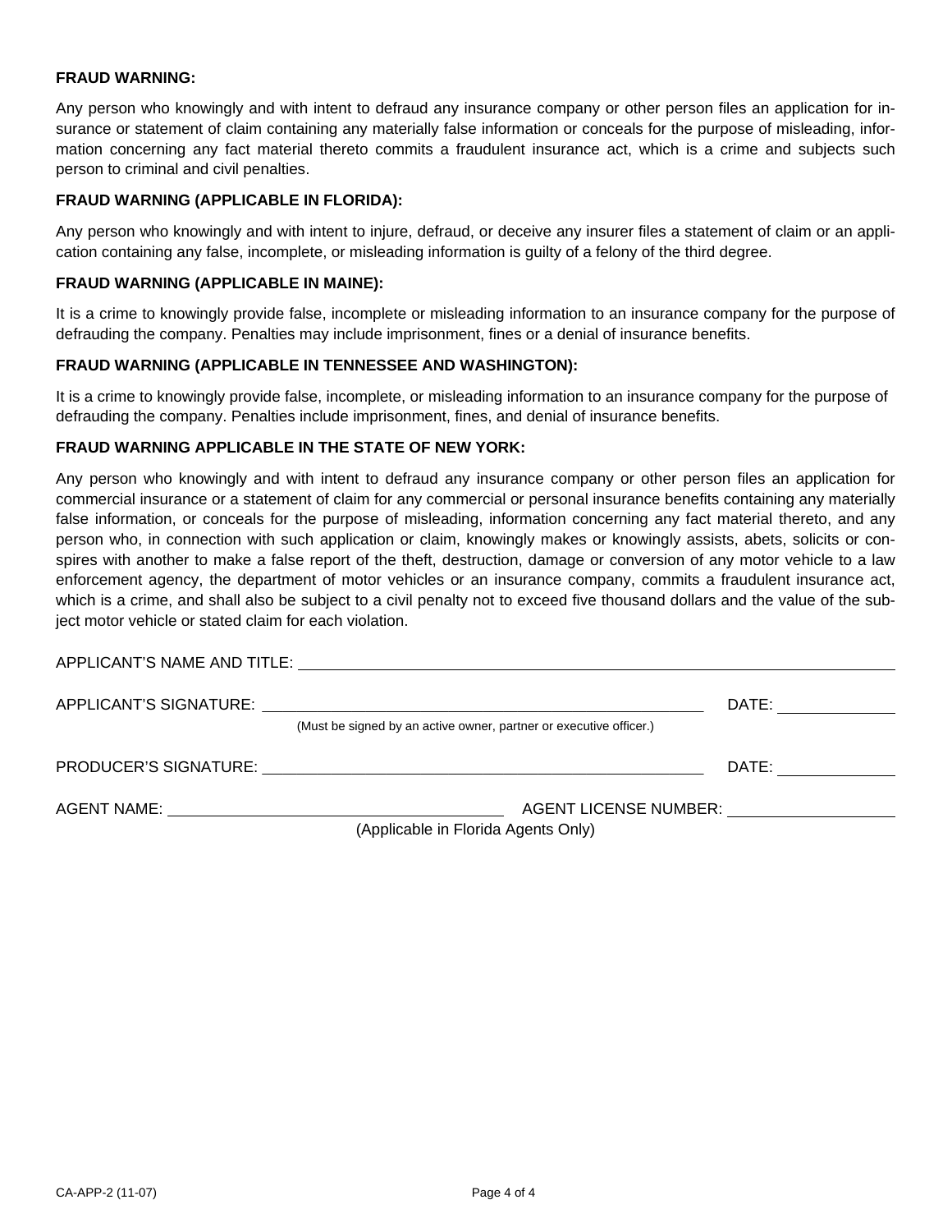**FRAUD WARNING:**

Any person who knowingly and with intent to defraud any insurance company or other person files an application for insurance or statement of claim containing any materially false information or conceals for the purpose of misleading, information concerning any fact material thereto commits a fraudulent insurance act, which is a crime and subjects such person to criminal and civil penalties.

**FRAUD WARNING (APPLICABLE IN FLORIDA):**

Any person who knowingly and with intent to injure, defraud, or deceive any insurer files a statement of claim or an application containing any false, incomplete, or misleading information is guilty of a felony of the third degree.

**FRAUD WARNING (APPLICABLE IN MAINE):**

It is a crime to knowingly provide false, incomplete or misleading information to an insurance company for the purpose of defrauding the company. Penalties may include imprisonment, fines or a denial of insurance benefits.

**FRAUD WARNING (APPLICABLE IN TENNESSEE AND WASHINGTON):**

It is a crime to knowingly provide false, incomplete, or misleading information to an insurance company for the purpose of defrauding the company. Penalties include imprisonment, fines, and denial of insurance benefits.

**FRAUD WARNING APPLICABLE IN THE STATE OF NEW YORK:**

Any person who knowingly and with intent to defraud any insurance company or other person files an application for commercial insurance or a statement of claim for any commercial or personal insurance benefits containing any materially false information, or conceals for the purpose of misleading, information concerning any fact material thereto, and any person who, in connection with such application or claim, knowingly makes or knowingly assists, abets, solicits or conspires with another to make a false report of the theft, destruction, damage or conversion of any motor vehicle to a law enforcement agency, the department of motor vehicles or an insurance company, commits a fraudulent insurance act, which is a crime, and shall also be subject to a civil penalty not to exceed five thousand dollars and the value of the subject motor vehicle or stated claim for each violation.

APPLICANT'S NAME AND TITLE: ______________________________

APPLICANT'S SIGNATURE: ______________________________ DATE: __________

(Must be signed by an active owner, partner or executive officer.)

PRODUCER'S SIGNATURE: ______________________________ DATE: __________

AGENT NAME: ______________________ AGENT LICENSE NUMBER: __________

(Applicable in Florida Agents Only)

CA-APP-2 (11-07)